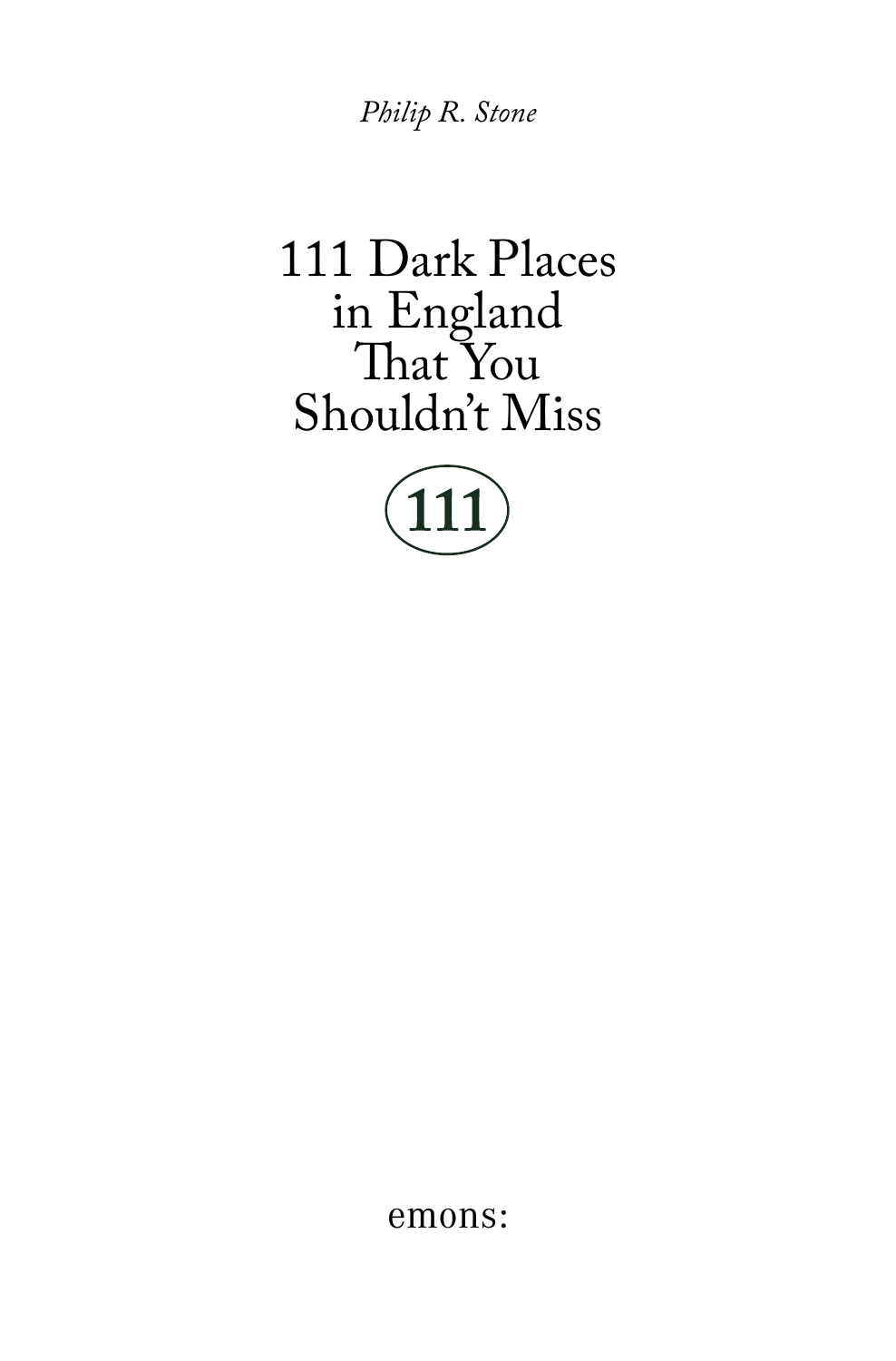*Philip R. Stone*

# 111 Dark Places in England That You Shouldn't Miss

111

emons: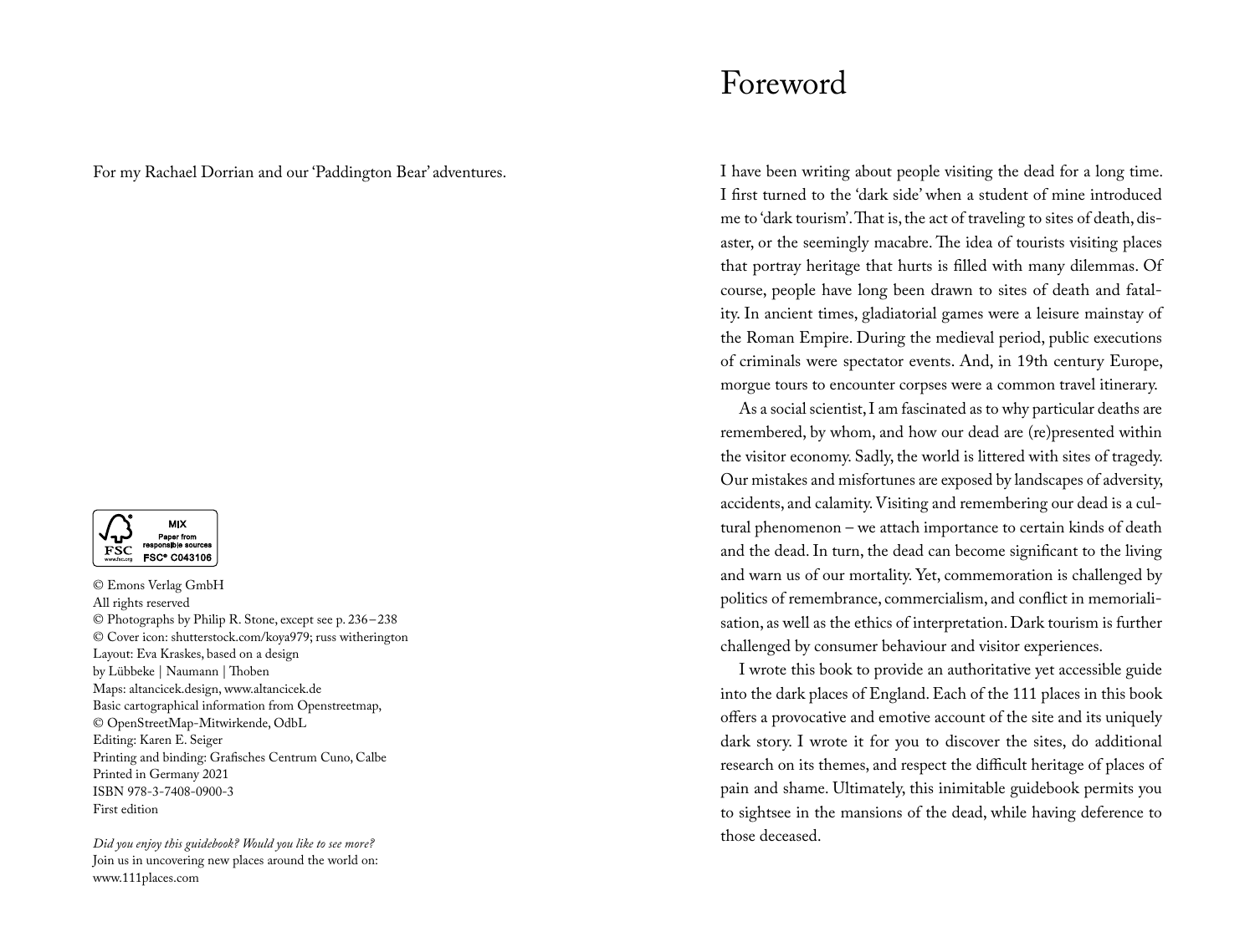For my Rachael Dorrian and our 'Paddington Bear' adventures.

MIX
Paper from responsible sources
FSC® C043106

© Emons Verlag GmbH
All rights reserved
© Photographs by Philip R. Stone, except see p. 236–238
© Cover icon: shutterstock.com/koya979; russ witherington
Layout: Eva Kraskes, based on a design
by Lübbeke | Naumann | Thoben
Maps: altancicek.design, www.altancicek.de
Basic cartographical information from Openstreetmap,
© OpenStreetMap-Mitwirkende, OdbL
Editing: Karen E. Seiger
Printing and binding: Grafisches Centrum Cuno, Calbe
Printed in Germany 2021
ISBN 978-3-7408-0900-3
First edition

*Did you enjoy this guidebook? Would you like to see more?*
Join us in uncovering new places around the world on:
www.111places.com

# Foreword

I have been writing about people visiting the dead for a long time. I first turned to the 'dark side' when a student of mine introduced me to 'dark tourism'. That is, the act of traveling to sites of death, disaster, or the seemingly macabre. The idea of tourists visiting places that portray heritage that hurts is filled with many dilemmas. Of course, people have long been drawn to sites of death and fatality. In ancient times, gladiatorial games were a leisure mainstay of the Roman Empire. During the medieval period, public executions of criminals were spectator events. And, in 19th century Europe, morgue tours to encounter corpses were a common travel itinerary.

As a social scientist, I am fascinated as to why particular deaths are remembered, by whom, and how our dead are (re)presented within the visitor economy. Sadly, the world is littered with sites of tragedy. Our mistakes and misfortunes are exposed by landscapes of adversity, accidents, and calamity. Visiting and remembering our dead is a cultural phenomenon – we attach importance to certain kinds of death and the dead. In turn, the dead can become significant to the living and warn us of our mortality. Yet, commemoration is challenged by politics of remembrance, commercialism, and conflict in memorialisation, as well as the ethics of interpretation. Dark tourism is further challenged by consumer behaviour and visitor experiences.

I wrote this book to provide an authoritative yet accessible guide into the dark places of England. Each of the 111 places in this book offers a provocative and emotive account of the site and its uniquely dark story. I wrote it for you to discover the sites, do additional research on its themes, and respect the difficult heritage of places of pain and shame. Ultimately, this inimitable guidebook permits you to sightsee in the mansions of the dead, while having deference to those deceased.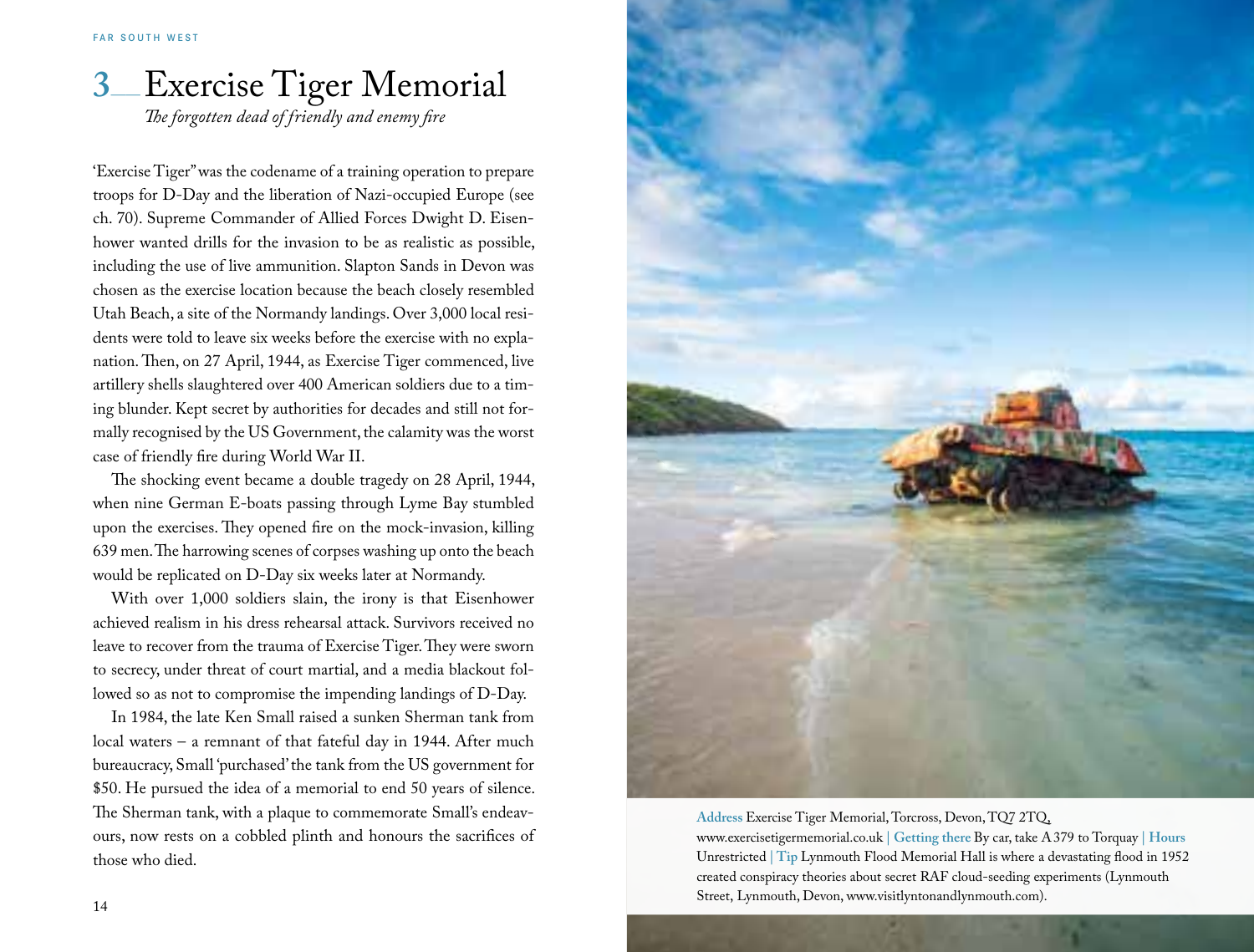# 3 Exercise Tiger Memorial

*The forgotten dead of friendly and enemy fire*

'Exercise Tiger" was the codename of a training operation to prepare troops for D-Day and the liberation of Nazi-occupied Europe (see ch. 70). Supreme Commander of Allied Forces Dwight D. Eisenhower wanted drills for the invasion to be as realistic as possible, including the use of live ammunition. Slapton Sands in Devon was chosen as the exercise location because the beach closely resembled Utah Beach, a site of the Normandy landings. Over 3,000 local residents were told to leave six weeks before the exercise with no explanation. Then, on 27 April, 1944, as Exercise Tiger commenced, live artillery shells slaughtered over 400 American soldiers due to a timing blunder. Kept secret by authorities for decades and still not formally recognised by the US Government, the calamity was the worst case of friendly fire during World War II.

The shocking event became a double tragedy on 28 April, 1944, when nine German E-boats passing through Lyme Bay stumbled upon the exercises. They opened fire on the mock-invasion, killing 639 men. The harrowing scenes of corpses washing up onto the beach would be replicated on D-Day six weeks later at Normandy.

With over 1,000 soldiers slain, the irony is that Eisenhower achieved realism in his dress rehearsal attack. Survivors received no leave to recover from the trauma of Exercise Tiger. They were sworn to secrecy, under threat of court martial, and a media blackout followed so as not to compromise the impending landings of D-Day.

In 1984, the late Ken Small raised a sunken Sherman tank from local waters – a remnant of that fateful day in 1944. After much bureaucracy, Small 'purchased' the tank from the US government for $50. He pursued the idea of a memorial to end 50 years of silence. The Sherman tank, with a plaque to commemorate Small's endeavours, now rests on a cobbled plinth and honours the sacrifices of those who died.

**Address** Exercise Tiger Memorial, Torcross, Devon, TQ7 2TQ, www.exercisetigermemorial.co.uk | **Getting there** By car, take A 379 to Torquay | **Hours** Unrestricted | **Tip** Lynmouth Flood Memorial Hall is where a devastating flood in 1952 created conspiracy theories about secret RAF cloud-seeding experiments (Lynmouth Street, Lynmouth, Devon, www.visitlyntonandlynmouth.com).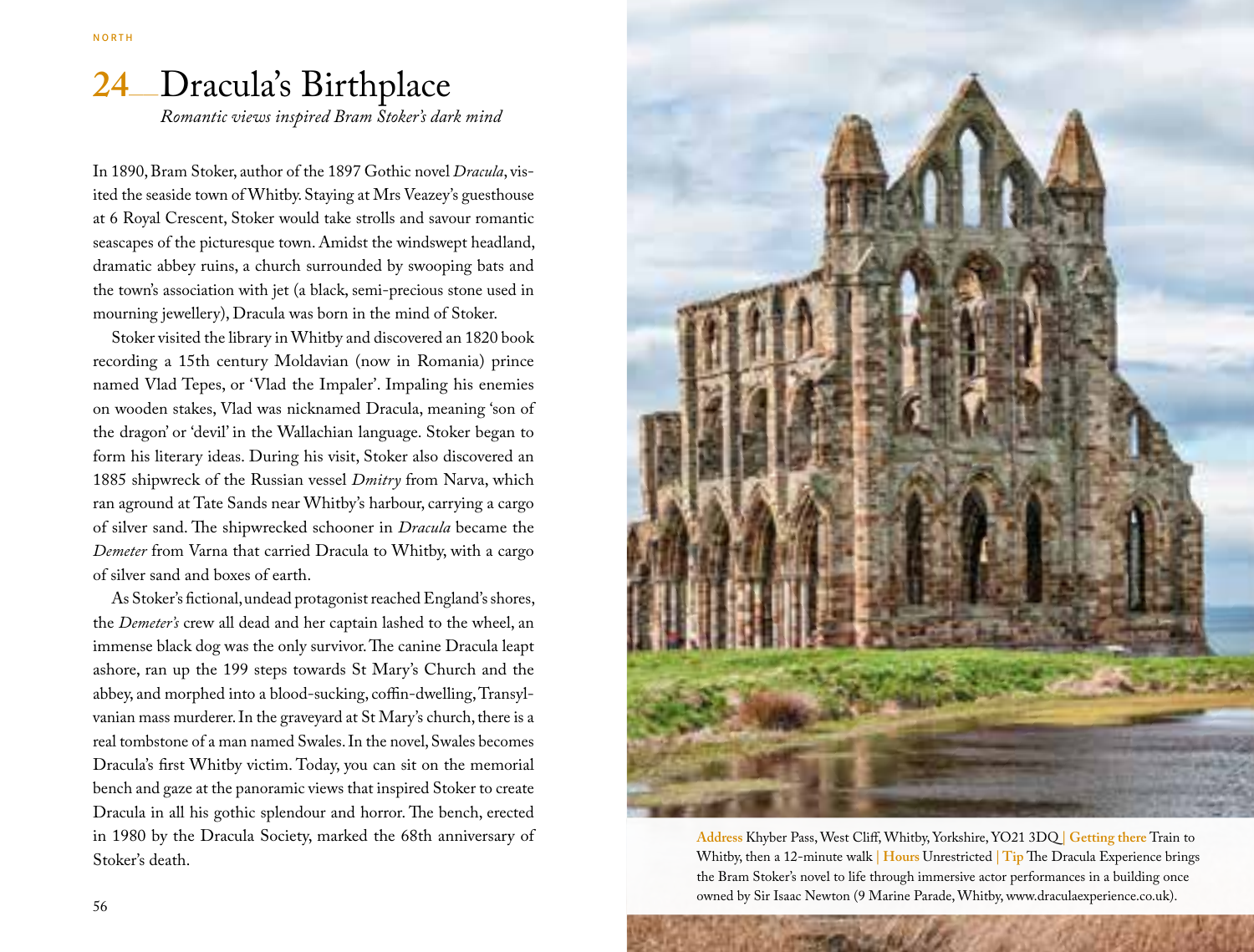# 24 Dracula's Birthplace

*Romantic views inspired Bram Stoker's dark mind*

In 1890, Bram Stoker, author of the 1897 Gothic novel *Dracula*, visited the seaside town of Whitby. Staying at Mrs Veazey's guesthouse at 6 Royal Crescent, Stoker would take strolls and savour romantic seascapes of the picturesque town. Amidst the windswept headland, dramatic abbey ruins, a church surrounded by swooping bats and the town's association with jet (a black, semi-precious stone used in mourning jewellery), Dracula was born in the mind of Stoker.

Stoker visited the library in Whitby and discovered an 1820 book recording a 15th century Moldavian (now in Romania) prince named Vlad Tepes, or 'Vlad the Impaler'. Impaling his enemies on wooden stakes, Vlad was nicknamed Dracula, meaning 'son of the dragon' or 'devil' in the Wallachian language. Stoker began to form his literary ideas. During his visit, Stoker also discovered an 1885 shipwreck of the Russian vessel *Dmitry* from Narva, which ran aground at Tate Sands near Whitby's harbour, carrying a cargo of silver sand. The shipwrecked schooner in *Dracula* became the *Demeter* from Varna that carried Dracula to Whitby, with a cargo of silver sand and boxes of earth.

As Stoker's fictional, undead protagonist reached England's shores, the *Demeter's* crew all dead and her captain lashed to the wheel, an immense black dog was the only survivor. The canine Dracula leapt ashore, ran up the 199 steps towards St Mary's Church and the abbey, and morphed into a blood-sucking, coffin-dwelling, Transylvanian mass murderer. In the graveyard at St Mary's church, there is a real tombstone of a man named Swales. In the novel, Swales becomes Dracula's first Whitby victim. Today, you can sit on the memorial bench and gaze at the panoramic views that inspired Stoker to create Dracula in all his gothic splendour and horror. The bench, erected in 1980 by the Dracula Society, marked the 68th anniversary of Stoker's death.

**Address** Khyber Pass, West Cliff, Whitby, Yorkshire, YO21 3DQ | **Getting there** Train to Whitby, then a 12-minute walk | **Hours** Unrestricted | **Tip** The Dracula Experience brings the Bram Stoker's novel to life through immersive actor performances in a building once owned by Sir Isaac Newton (9 Marine Parade, Whitby, www.draculaexperience.co.uk).